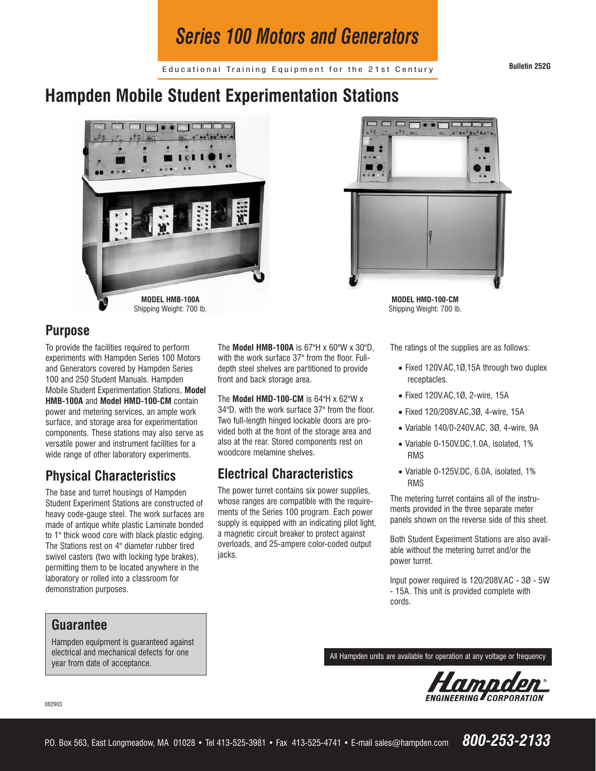# Series 100 Motors and Generators

Educational Training Equipment for the 21st Century

**Bulletin 252G**

# Hampden Mobile Student Experimentation Stations

**MODEL HMB-100A**
Shipping Weight: 700 lb.

**MODEL HMD-100-CM**
Shipping Weight: 700 lb.

## Purpose

To provide the facilities required to perform experiments with Hampden Series 100 Motors and Generators covered by Hampden Series 100 and 250 Student Manuals. Hampden Mobile Student Experimentation Stations, **Model HMB-100A** and **Model HMD-100-CM** contain power and metering services, an ample work surface, and storage area for experimentation components. These stations may also serve as versatile power and instrument facilities for a wide range of other laboratory experiments.

## Physical Characteristics

The base and turret housings of Hampden Student Experiment Stations are constructed of heavy code-gauge steel. The work surfaces are made of antique white plastic Laminate bonded to 1" thick wood core with black plastic edging. The Stations rest on 4" diameter rubber tired swivel casters (two with locking type brakes), permitting them to be located anywhere in the laboratory or rolled into a classroom for demonstration purposes.

The **Model HMB-100A** is 67"H x 60"W x 30"D, with the work surface 37" from the floor. Full-depth steel shelves are partitioned to provide front and back storage area.

The **Model HMD-100-CM** is 64"H x 62"W x 34"D, with the work surface 37" from the floor. Two full-length hinged lockable doors are provided both at the front of the storage area and also at the rear. Stored components rest on woodcore melamine shelves.

## Electrical Characteristics

The power turret contains six power supplies, whose ranges are compatible with the requirements of the Series 100 program. Each power supply is equipped with an indicating pilot light, a magnetic circuit breaker to protect against overloads, and 25-ampere color-coded output jacks.

The ratings of the supplies are as follows:

- Fixed 120V.AC,1Ø,15A through two duplex receptacles.
- Fixed 120V.AC,1Ø, 2-wire, 15A
- Fixed 120/208V.AC,3Ø, 4-wire, 15A
- Variable 140/0-240V.AC, 3Ø, 4-wire, 9A
- Variable 0-150V.DC,1.0A, isolated, 1% RMS
- Variable 0-125V.DC, 6.0A, isolated, 1% RMS

The metering turret contains all of the instruments provided in the three separate meter panels shown on the reverse side of this sheet.

Both Student Experiment Stations are also available without the metering turret and/or the power turret.

Input power required is 120/208V.AC - 3Ø - 5W - 15A. This unit is provided complete with cords.

## Guarantee

Hampden equipment is guaranteed against electrical and mechanical defects for one year from date of acceptance.

All Hampden units are available for operation at any voltage or frequency

Hampden ENGINEERING CORPORATION

082903

P.O. Box 563, East Longmeadow, MA 01028 • Tel 413-525-3981 • Fax 413-525-4741 • E-mail sales@hampden.com **800-253-2133**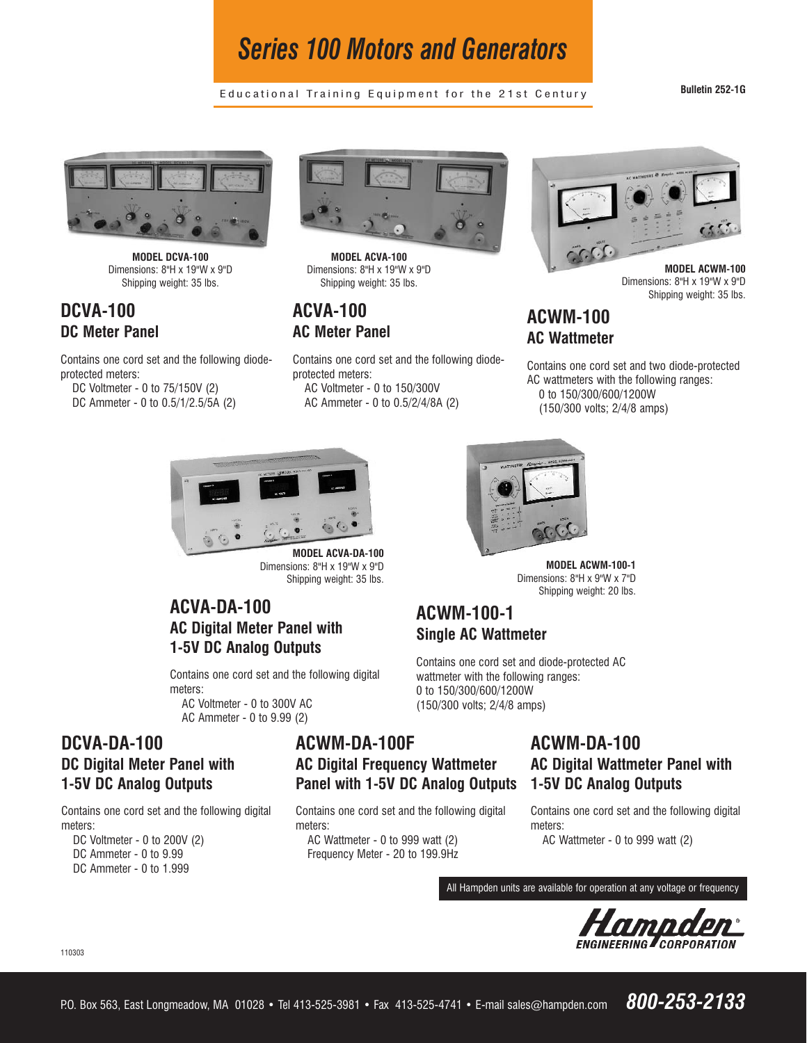# Series 100 Motors and Generators

Educational Training Equipment for the 21st Century

Bulletin 252-1G

**MODEL DCVA-100**
Dimensions: 8"H x 19"W x 9"D
Shipping weight: 35 lbs.

## DCVA-100
### DC Meter Panel

Contains one cord set and the following diode-protected meters:
- DC Voltmeter - 0 to 75/150V (2)
- DC Ammeter - 0 to 0.5/1/2.5/5A (2)

**MODEL ACVA-100**
Dimensions: 8"H x 19"W x 9"D
Shipping weight: 35 lbs.

## ACVA-100
### AC Meter Panel

Contains one cord set and the following diode-protected meters:
- AC Voltmeter - 0 to 150/300V
- AC Ammeter - 0 to 0.5/2/4/8A (2)

**MODEL ACWM-100**
Dimensions: 8"H x 19"W x 9"D
Shipping weight: 35 lbs.

## ACWM-100
### AC Wattmeter

Contains one cord set and two diode-protected AC wattmeters with the following ranges:
- 0 to 150/300/600/1200W
- (150/300 volts; 2/4/8 amps)

**MODEL ACVA-DA-100**
Dimensions: 8"H x 19"W x 9"D
Shipping weight: 35 lbs.

## ACVA-DA-100
### AC Digital Meter Panel with 1-5V DC Analog Outputs

Contains one cord set and the following digital meters:
- AC Voltmeter - 0 to 300V AC
- AC Ammeter - 0 to 9.99 (2)

**MODEL ACWM-100-1**
Dimensions: 8"H x 9"W x 7"D
Shipping weight: 20 lbs.

## ACWM-100-1
### Single AC Wattmeter

Contains one cord set and diode-protected AC wattmeter with the following ranges:
0 to 150/300/600/1200W
(150/300 volts; 2/4/8 amps)

## DCVA-DA-100
### DC Digital Meter Panel with 1-5V DC Analog Outputs

Contains one cord set and the following digital meters:
- DC Voltmeter - 0 to 200V (2)
- DC Ammeter - 0 to 9.99
- DC Ammeter - 0 to 1.999

## ACWM-DA-100F
### AC Digital Frequency Wattmeter Panel with 1-5V DC Analog Outputs

Contains one cord set and the following digital meters:
- AC Wattmeter - 0 to 999 watt (2)
- Frequency Meter - 20 to 199.9Hz

## ACWM-DA-100
### AC Digital Wattmeter Panel with 1-5V DC Analog Outputs

Contains one cord set and the following digital meters:
- AC Wattmeter - 0 to 999 watt (2)

All Hampden units are available for operation at any voltage or frequency

Hampden ENGINEERING CORPORATION

110303

P.O. Box 563, East Longmeadow, MA 01028 • Tel 413-525-3981 • Fax 413-525-4741 • E-mail sales@hampden.com **800-253-2133**